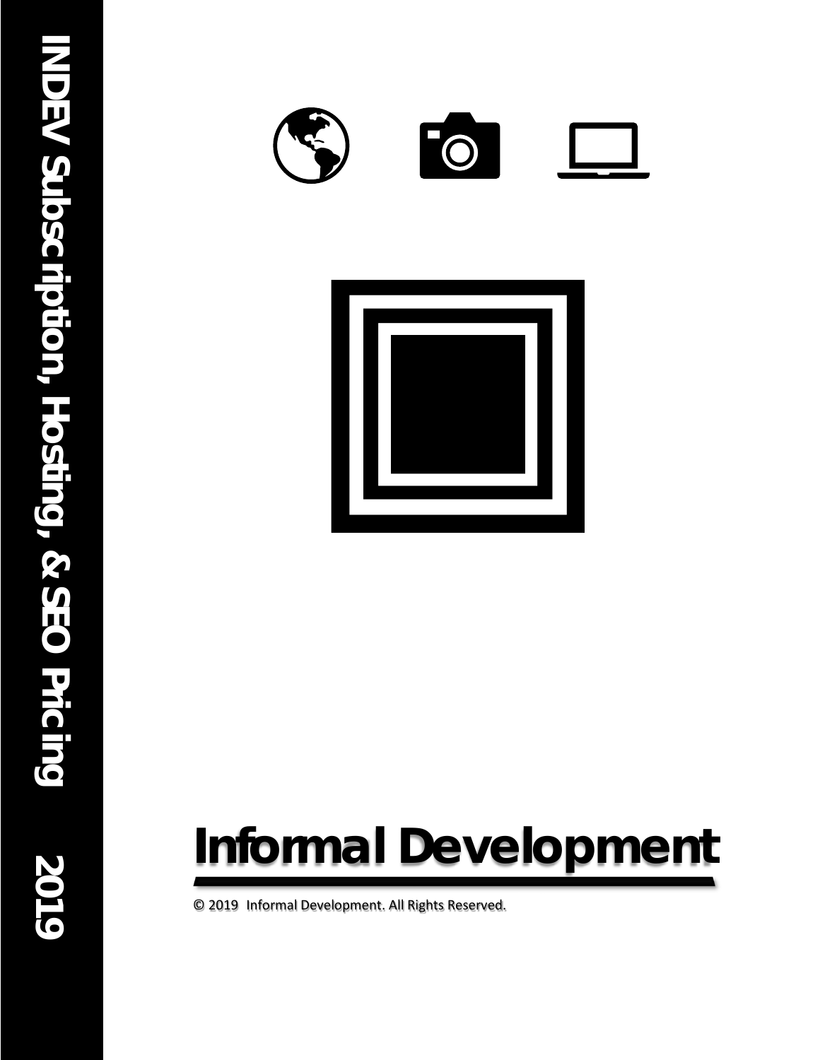INDEV Subscription, Hosting, & SEO Pricing 2019

# Informal Development

© 2019 Informal Development. All Rights Reserved.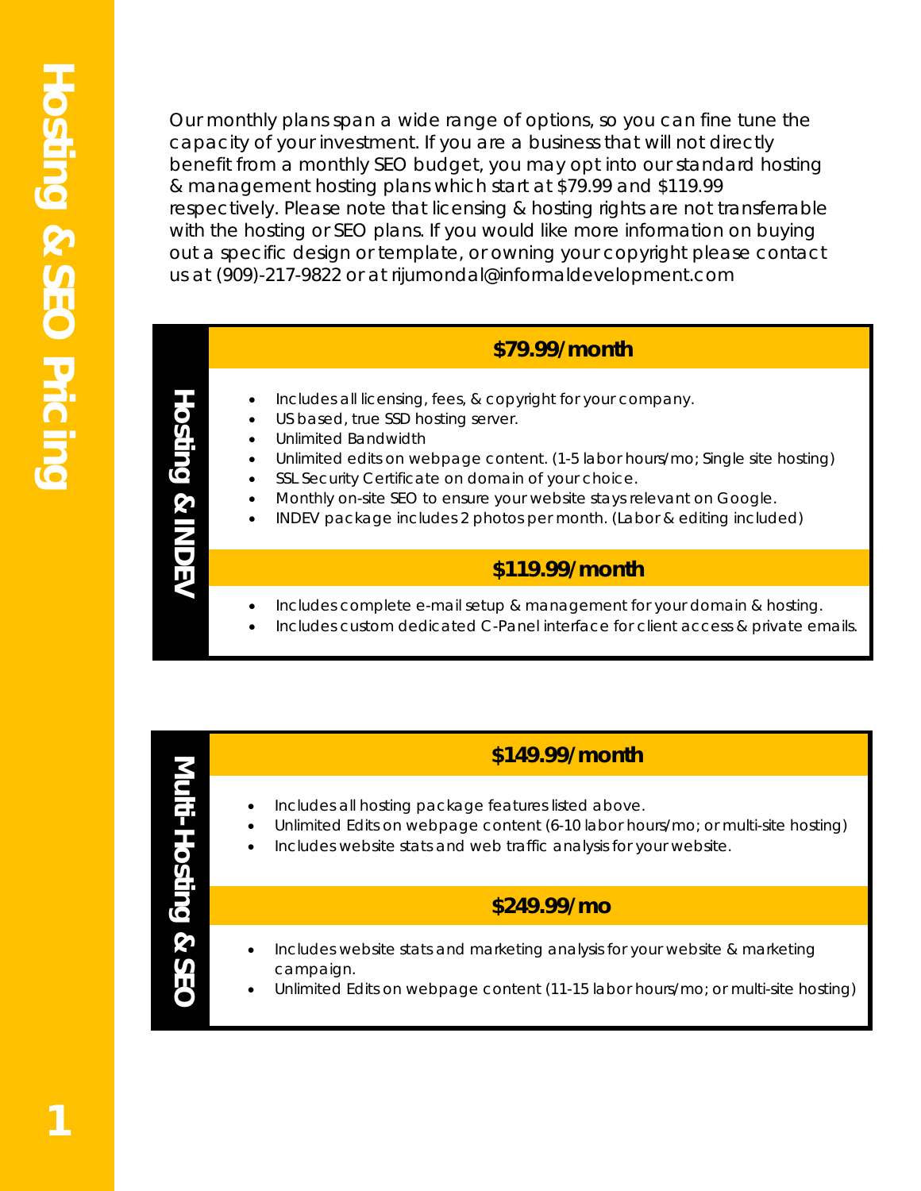# Hosting & SEO Pricing

Our monthly plans span a wide range of options, so you can fine tune the capacity of your investment. If you are a business that will not directly benefit from a monthly SEO budget, you may opt into our standard hosting & management hosting plans which start at $79.99 and $119.99 respectively. Please note that licensing & hosting rights are not transferrable with the hosting or SEO plans. If you would like more information on buying out a specific design or template, or owning your copyright please contact us at (909)-217-9822 or at rijumondal@informaldevelopment.com

## Hosting & INDEV

### $79.99/month

- Includes all licensing, fees, & copyright for your company.
- US based, true SSD hosting server.
- Unlimited Bandwidth
- Unlimited edits on webpage content. (1-5 labor hours/mo; Single site hosting)
- SSL Security Certificate on domain of your choice.
- Monthly on-site SEO to ensure your website stays relevant on Google.
- INDEV package includes 2 photos per month. (Labor & editing included)

### $119.99/month

- Includes complete e-mail setup & management for your domain & hosting.
- Includes custom dedicated C-Panel interface for client access & private emails.

## Multi-Hosting & SEO

### $149.99/month

- Includes all hosting package features listed above.
- Unlimited Edits on webpage content (6-10 labor hours/mo; or multi-site hosting)
- Includes website stats and web traffic analysis for your website.

### $249.99/mo

- Includes website stats and marketing analysis for your website & marketing campaign.
- Unlimited Edits on webpage content (11-15 labor hours/mo; or multi-site hosting)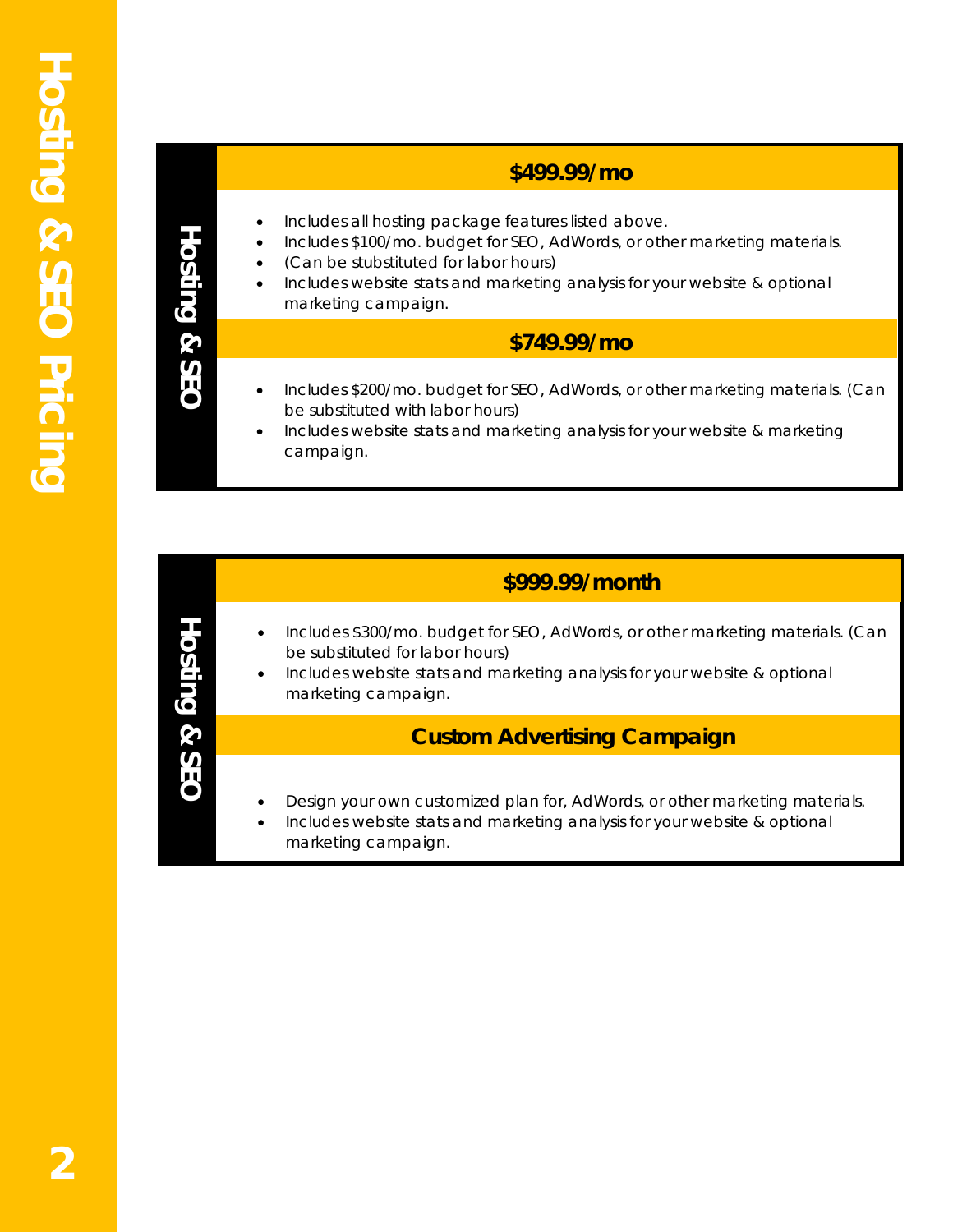# Hosting & SEO Pricing

## Hosting & SEO

### $499.99/mo

- Includes all hosting package features listed above.
- Includes $100/mo. budget for SEO, AdWords, or other marketing materials.
- (Can be stubstituted for labor hours)
- Includes website stats and marketing analysis for your website & optional marketing campaign.

### $749.99/mo

- Includes $200/mo. budget for SEO, AdWords, or other marketing materials. (Can be substituted with labor hours)
- Includes website stats and marketing analysis for your website & marketing campaign.

## Hosting & SEO

### $999.99/month

- Includes $300/mo. budget for SEO, AdWords, or other marketing materials. (Can be substituted for labor hours)
- Includes website stats and marketing analysis for your website & optional marketing campaign.

### Custom Advertising Campaign

- Design your own customized plan for, AdWords, or other marketing materials.
- Includes website stats and marketing analysis for your website & optional marketing campaign.